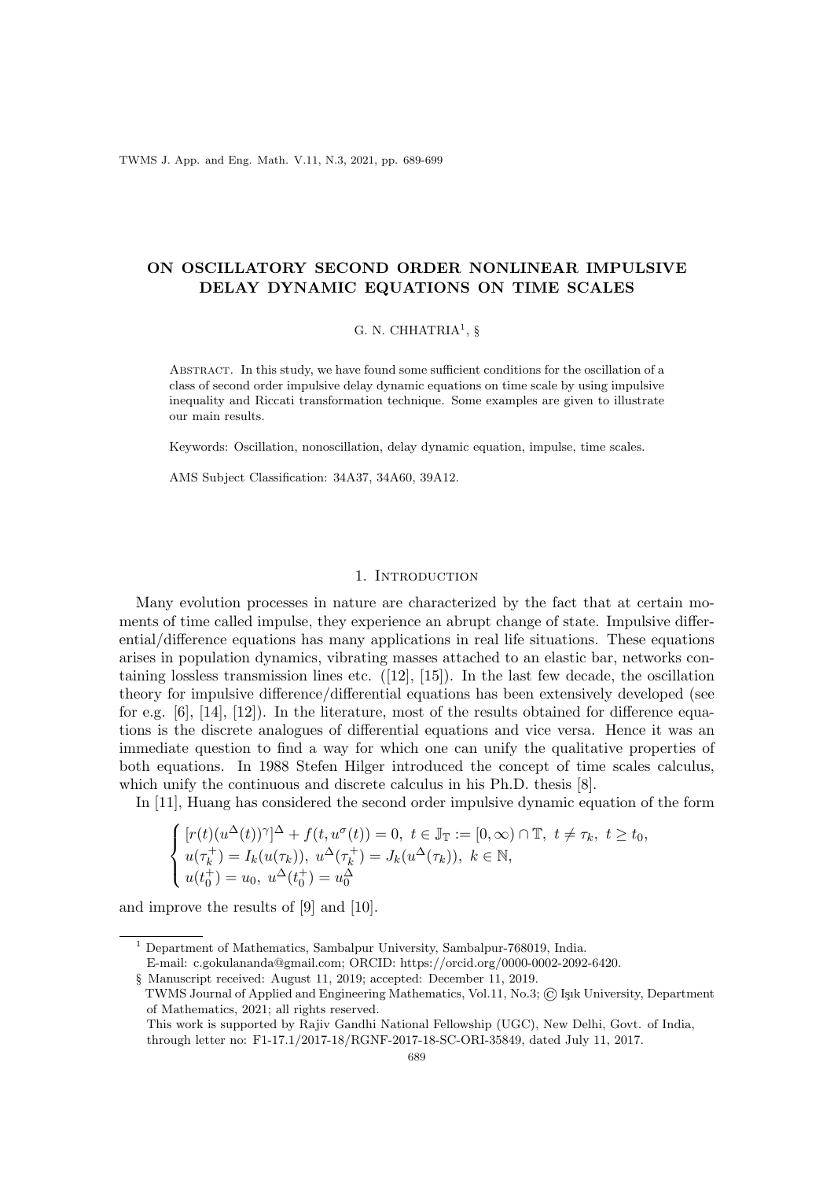# ON OSCILLATORY SECOND ORDER NONLINEAR IMPULSIVE DELAY DYNAMIC EQUATIONS ON TIME SCALES

G. N. CHHATRIA[1], §

Abstract. In this study, we have found some sufficient conditions for the oscillation of a class of second order impulsive delay dynamic equations on time scale by using impulsive inequality and Riccati transformation technique. Some examples are given to illustrate our main results.

Keywords: Oscillation, nonoscillation, delay dynamic equation, impulse, time scales.

AMS Subject Classification: 34A37, 34A60, 39A12.

## 1. Introduction

Many evolution processes in nature are characterized by the fact that at certain moments of time called impulse, they experience an abrupt change of state. Impulsive differential/difference equations has many applications in real life situations. These equations arises in population dynamics, vibrating masses attached to an elastic bar, networks containing lossless transmission lines etc. ([12], [15]). In the last few decade, the oscillation theory for impulsive difference/differential equations has been extensively developed (see for e.g. [6], [14], [12]). In the literature, most of the results obtained for difference equations is the discrete analogues of differential equations and vice versa. Hence it was an immediate question to find a way for which one can unify the qualitative properties of both equations. In 1988 Stefen Hilger introduced the concept of time scales calculus, which unify the continuous and discrete calculus in his Ph.D. thesis [8].

In [11], Huang has considered the second order impulsive dynamic equation of the form

$$\begin{cases} [r(t)(u^{\Delta}(t))^{\gamma}]^{\Delta} + f(t, u^{\sigma}(t)) = 0, \ t \in \mathbb{J}_{\mathbb{T}} := [0, \infty) \cap \mathbb{T}, \ t \neq \tau_k, \ t \geq t_0, \\ u(\tau_k^+) = I_k(u(\tau_k)), \ u^{\Delta}(\tau_k^+) = J_k(u^{\Delta}(\tau_k)), \ k \in \mathbb{N}, \\ u(t_0^+) = u_0, \ u^{\Delta}(t_0^+) = u_0^{\Delta} \end{cases}$$

and improve the results of [9] and [10].

---

[1] Department of Mathematics, Sambalpur University, Sambalpur-768019, India.
E-mail: c.gokulananda@gmail.com; ORCID: https://orcid.org/0000-0002-2092-6420.

§ Manuscript received: August 11, 2019; accepted: December 11, 2019.
TWMS Journal of Applied and Engineering Mathematics, Vol.11, No.3; © Işık University, Department of Mathematics, 2021; all rights reserved.
This work is supported by Rajiv Gandhi National Fellowship (UGC), New Delhi, Govt. of India, through letter no: F1-17.1/2017-18/RGNF-2017-18-SC-ORI-35849, dated July 11, 2017.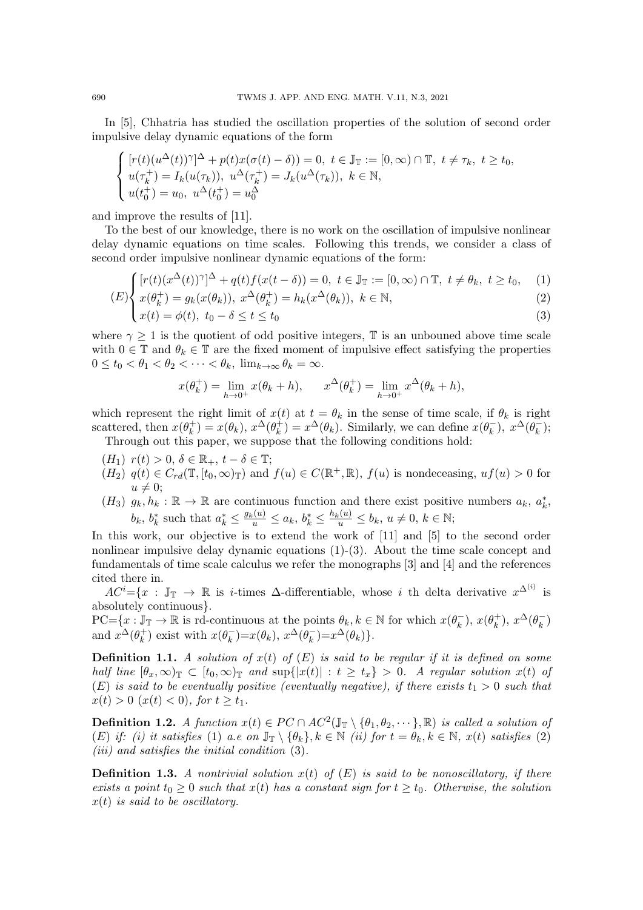In [5], Chhatria has studied the oscillation properties of the solution of second order impulsive delay dynamic equations of the form

$$\begin{cases} [r(t)(u^{\Delta}(t))^{\gamma}]^{\Delta} + p(t)x(\sigma(t)-\delta)) = 0, \ t \in \mathbb{J}_{\mathbb{T}} := [0,\infty) \cap \mathbb{T}, \ t \neq \tau_k, \ t \geq t_0, \\ u(\tau_k^+) = I_k(u(\tau_k)), \ u^{\Delta}(\tau_k^+) = J_k(u^{\Delta}(\tau_k)), \ k \in \mathbb{N}, \\ u(t_0^+) = u_0, \ u^{\Delta}(t_0^+) = u_0^{\Delta} \end{cases}$$

and improve the results of [11].

To the best of our knowledge, there is no work on the oscillation of impulsive nonlinear delay dynamic equations on time scales. Following this trends, we consider a class of second order impulsive nonlinear dynamic equations of the form:

$$(E)\begin{cases} [r(t)(x^{\Delta}(t))^{\gamma}]^{\Delta} + q(t)f(x(t-\delta)) = 0, \ t \in \mathbb{J}_{\mathbb{T}} := [0,\infty) \cap \mathbb{T}, \ t \neq \theta_k, \ t \geq t_0, & (1) \\ x(\theta_k^+) = g_k(x(\theta_k)), \ x^{\Delta}(\theta_k^+) = h_k(x^{\Delta}(\theta_k)), \ k \in \mathbb{N}, & (2) \\ x(t) = \phi(t), \ t_0 - \delta \leq t \leq t_0 & (3) \end{cases}$$

where $\gamma \geq 1$ is the quotient of odd positive integers, $\mathbb{T}$ is an unbouned above time scale with $0 \in \mathbb{T}$ and $\theta_k \in \mathbb{T}$ are the fixed moment of impulsive effect satisfying the properties $0 \leq t_0 < \theta_1 < \theta_2 < \cdots < \theta_k$, $\lim_{k\to\infty} \theta_k = \infty$.

$$x(\theta_k^+) = \lim_{h\to 0^+} x(\theta_k + h), \qquad x^{\Delta}(\theta_k^+) = \lim_{h\to 0^+} x^{\Delta}(\theta_k + h),$$

which represent the right limit of $x(t)$ at $t = \theta_k$ in the sense of time scale, if $\theta_k$ is right scattered, then $x(\theta_k^+) = x(\theta_k)$, $x^{\Delta}(\theta_k^+) = x^{\Delta}(\theta_k)$. Similarly, we can define $x(\theta_k^-)$, $x^{\Delta}(\theta_k^-)$;

Through out this paper, we suppose that the following conditions hold:

- $(H_1)$ $r(t) > 0$, $\delta \in \mathbb{R}_+$, $t - \delta \in \mathbb{T}$;
- $(H_2)$ $q(t) \in C_{rd}(\mathbb{T}, [t_0,\infty)_{\mathbb{T}})$ and $f(u) \in C(\mathbb{R}^+, \mathbb{R})$, $f(u)$ is nondeceasing, $uf(u) > 0$ for $u \neq 0$;
- $(H_3)$ $g_k, h_k : \mathbb{R} \to \mathbb{R}$ are continuous function and there exist positive numbers $a_k$, $a_k^*$, $b_k$, $b_k^*$ such that $a_k^* \leq \frac{g_k(u)}{u} \leq a_k$, $b_k^* \leq \frac{h_k(u)}{u} \leq b_k$, $u \neq 0$, $k \in \mathbb{N}$;

In this work, our objective is to extend the work of [11] and [5] to the second order nonlinear impulsive delay dynamic equations (1)-(3). About the time scale concept and fundamentals of time scale calculus we refer the monographs [3] and [4] and the references cited there in.

$AC^i$={$x : \mathbb{J}_{\mathbb{T}} \to \mathbb{R}$ is $i$-times $\Delta$-differentiable, whose $i$ th delta derivative $x^{\Delta^{(i)}}$ is absolutely continuous}.

PC={$x : \mathbb{J}_{\mathbb{T}} \to \mathbb{R}$ is rd-continuous at the points $\theta_k, k \in \mathbb{N}$ for which $x(\theta_k^-)$, $x(\theta_k^+)$, $x^{\Delta}(\theta_k^-)$ and $x^{\Delta}(\theta_k^+)$ exist with $x(\theta_k^-)$=$x(\theta_k)$, $x^{\Delta}(\theta_k^-)$=$x^{\Delta}(\theta_k)$}.

**Definition 1.1.** *A solution of $x(t)$ of $(E)$ is said to be regular if it is defined on some half line $[\theta_x,\infty)_{\mathbb{T}} \subset [t_0,\infty)_{\mathbb{T}}$ and $\sup\{|x(t)| : t \geq t_x\} > 0$. A regular solution $x(t)$ of $(E)$ is said to be eventually positive (eventually negative), if there exists $t_1 > 0$ such that $x(t) > 0$ $(x(t) < 0)$, for $t \geq t_1$.*

**Definition 1.2.** *A function $x(t) \in PC \cap AC^2(\mathbb{J}_{\mathbb{T}} \setminus \{\theta_1, \theta_2, \cdots\}, \mathbb{R})$ is called a solution of $(E)$ if: (i) it satisfies* (1) *a.e on $\mathbb{J}_{\mathbb{T}} \setminus \{\theta_k\}, k \in \mathbb{N}$ (ii) for $t = \theta_k, k \in \mathbb{N}$, $x(t)$ satisfies* (2) *(iii) and satisfies the initial condition* (3).

**Definition 1.3.** *A nontrivial solution $x(t)$ of $(E)$ is said to be nonoscillatory, if there exists a point $t_0 \geq 0$ such that $x(t)$ has a constant sign for $t \geq t_0$. Otherwise, the solution $x(t)$ is said to be oscillatory.*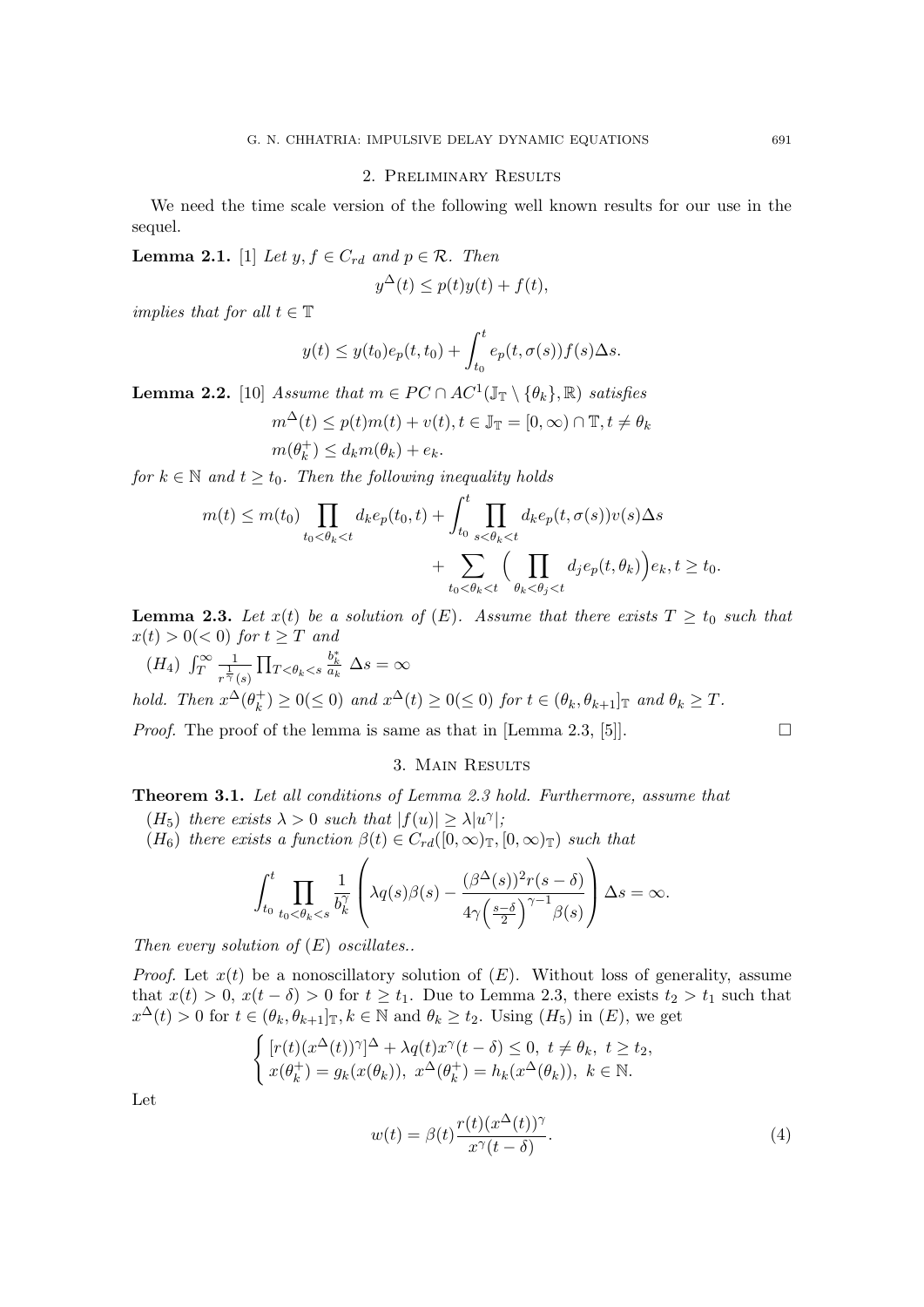## 2. Preliminary Results

We need the time scale version of the following well known results for our use in the sequel.

**Lemma 2.1.** [1] *Let $y, f \in C_{rd}$ and $p \in \mathcal{R}$. Then*

$$y^{\Delta}(t) \leq p(t)y(t) + f(t),$$

*implies that for all $t \in \mathbb{T}$*

$$y(t) \leq y(t_0)e_p(t, t_0) + \int_{t_0}^{t} e_p(t, \sigma(s))f(s)\Delta s.$$

**Lemma 2.2.** [10] *Assume that $m \in PC \cap AC^1(\mathbb{J}_{\mathbb{T}} \setminus \{\theta_k\}, \mathbb{R})$ satisfies*

$$m^{\Delta}(t) \leq p(t)m(t) + v(t), t \in \mathbb{J}_{\mathbb{T}} = [0, \infty) \cap \mathbb{T}, t \neq \theta_k$$
$$m(\theta_k^+) \leq d_k m(\theta_k) + e_k.$$

*for $k \in \mathbb{N}$ and $t \geq t_0$. Then the following inequality holds*

$$m(t) \leq m(t_0) \prod_{t_0 < \theta_k < t} d_k e_p(t_0, t) + \int_{t_0}^{t} \prod_{s < \theta_k < t} d_k e_p(t, \sigma(s))v(s)\Delta s + \sum_{t_0 < \theta_k < t} \Big( \prod_{\theta_k < \theta_j < t} d_j e_p(t, \theta_k) \Big) e_k, t \geq t_0.$$

**Lemma 2.3.** *Let $x(t)$ be a solution of $(E)$. Assume that there exists $T \geq t_0$ such that $x(t) > 0 (< 0)$ for $t \geq T$ and*

$(H_4)$ $\int_T^{\infty} \frac{1}{r^{\frac{1}{\gamma}}(s)} \prod_{T < \theta_k < s} \frac{b_k^*}{a_k} \Delta s = \infty$

*hold. Then $x^{\Delta}(\theta_k^+) \geq 0 (\leq 0)$ and $x^{\Delta}(t) \geq 0 (\leq 0)$ for $t \in (\theta_k, \theta_{k+1}]_{\mathbb{T}}$ and $\theta_k \geq T$.*

*Proof.* The proof of the lemma is same as that in [Lemma 2.3, [5]]. □

## 3. Main Results

**Theorem 3.1.** *Let all conditions of Lemma 2.3 hold. Furthermore, assume that*

$(H_5)$ *there exists $\lambda > 0$ such that $|f(u)| \geq \lambda |u^{\gamma}|$;*

$(H_6)$ *there exists a function $\beta(t) \in C_{rd}([0, \infty)_{\mathbb{T}}, [0, \infty)_{\mathbb{T}})$ such that*

$$\int_{t_0}^{t} \prod_{t_0 < \theta_k < s} \frac{1}{b_k^{\gamma}} \left( \lambda q(s)\beta(s) - \frac{(\beta^{\Delta}(s))^2 r(s-\delta)}{4\gamma \left(\frac{s-\delta}{2}\right)^{\gamma-1} \beta(s)} \right) \Delta s = \infty.$$

*Then every solution of $(E)$ oscillates..*

*Proof.* Let $x(t)$ be a nonoscillatory solution of $(E)$. Without loss of generality, assume that $x(t) > 0$, $x(t-\delta) > 0$ for $t \geq t_1$. Due to Lemma 2.3, there exists $t_2 > t_1$ such that $x^{\Delta}(t) > 0$ for $t \in (\theta_k, \theta_{k+1}]_{\mathbb{T}}, k \in \mathbb{N}$ and $\theta_k \geq t_2$. Using $(H_5)$ in $(E)$, we get

$$\begin{cases} [r(t)(x^{\Delta}(t))^{\gamma}]^{\Delta} + \lambda q(t)x^{\gamma}(t-\delta) \leq 0, \ t \neq \theta_k, \ t \geq t_2, \\ x(\theta_k^+) = g_k(x(\theta_k)), \ x^{\Delta}(\theta_k^+) = h_k(x^{\Delta}(\theta_k)), \ k \in \mathbb{N}. \end{cases}$$

Let

$$w(t) = \beta(t)\frac{r(t)(x^{\Delta}(t))^{\gamma}}{x^{\gamma}(t-\delta)}. \tag{4}$$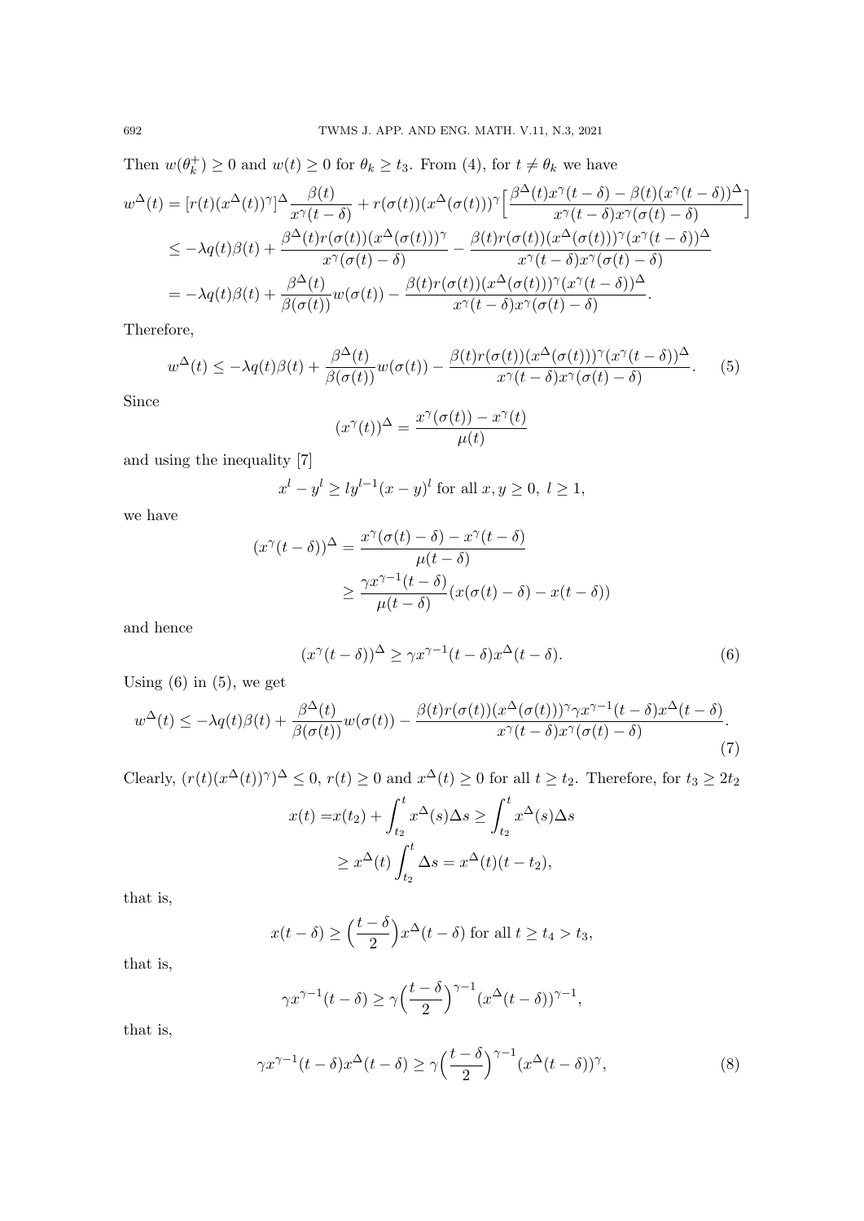Then $w(\theta_k^+) \geq 0$ and $w(t) \geq 0$ for $\theta_k \geq t_3$. From (4), for $t \neq \theta_k$ we have

$$
\begin{aligned}
w^\Delta(t) &= [r(t)(x^\Delta(t))^\gamma]^\Delta \frac{\beta(t)}{x^\gamma(t-\delta)} + r(\sigma(t))(x^\Delta(\sigma(t)))^\gamma \Big[\frac{\beta^\Delta(t)x^\gamma(t-\delta) - \beta(t)(x^\gamma(t-\delta))^\Delta}{x^\gamma(t-\delta)x^\gamma(\sigma(t)-\delta)}\Big] \\
&\leq -\lambda q(t)\beta(t) + \frac{\beta^\Delta(t)r(\sigma(t))(x^\Delta(\sigma(t)))^\gamma}{x^\gamma(\sigma(t)-\delta)} - \frac{\beta(t)r(\sigma(t))(x^\Delta(\sigma(t)))^\gamma(x^\gamma(t-\delta))^\Delta}{x^\gamma(t-\delta)x^\gamma(\sigma(t)-\delta)} \\
&= -\lambda q(t)\beta(t) + \frac{\beta^\Delta(t)}{\beta(\sigma(t))}w(\sigma(t)) - \frac{\beta(t)r(\sigma(t))(x^\Delta(\sigma(t)))^\gamma(x^\gamma(t-\delta))^\Delta}{x^\gamma(t-\delta)x^\gamma(\sigma(t)-\delta)}.
\end{aligned}
$$

Therefore,

$$
w^\Delta(t) \leq -\lambda q(t)\beta(t) + \frac{\beta^\Delta(t)}{\beta(\sigma(t))}w(\sigma(t)) - \frac{\beta(t)r(\sigma(t))(x^\Delta(\sigma(t)))^\gamma(x^\gamma(t-\delta))^\Delta}{x^\gamma(t-\delta)x^\gamma(\sigma(t)-\delta)}. \tag{5}
$$

Since

$$
(x^\gamma(t))^\Delta = \frac{x^\gamma(\sigma(t)) - x^\gamma(t)}{\mu(t)}
$$

and using the inequality [7]

$$
x^l - y^l \geq l y^{l-1}(x-y)^l \text{ for all } x, y \geq 0, \ l \geq 1,
$$

we have

$$
\begin{aligned}
(x^\gamma(t-\delta))^\Delta &= \frac{x^\gamma(\sigma(t)-\delta) - x^\gamma(t-\delta)}{\mu(t-\delta)} \\
&\geq \frac{\gamma x^{\gamma-1}(t-\delta)}{\mu(t-\delta)}(x(\sigma(t)-\delta) - x(t-\delta))
\end{aligned}
$$

and hence

$$
(x^\gamma(t-\delta))^\Delta \geq \gamma x^{\gamma-1}(t-\delta)x^\Delta(t-\delta). \tag{6}
$$

Using (6) in (5), we get

$$
w^\Delta(t) \leq -\lambda q(t)\beta(t) + \frac{\beta^\Delta(t)}{\beta(\sigma(t))}w(\sigma(t)) - \frac{\beta(t)r(\sigma(t))(x^\Delta(\sigma(t)))^\gamma \gamma x^{\gamma-1}(t-\delta)x^\Delta(t-\delta)}{x^\gamma(t-\delta)x^\gamma(\sigma(t)-\delta)}. \tag{7}
$$

Clearly, $(r(t)(x^\Delta(t))^\gamma)^\Delta \leq 0$, $r(t) \geq 0$ and $x^\Delta(t) \geq 0$ for all $t \geq t_2$. Therefore, for $t_3 \geq 2t_2$

$$
\begin{aligned}
x(t) =& x(t_2) + \int_{t_2}^t x^\Delta(s)\Delta s \geq \int_{t_2}^t x^\Delta(s)\Delta s \\
&\geq x^\Delta(t)\int_{t_2}^t \Delta s = x^\Delta(t)(t-t_2),
\end{aligned}
$$

that is,

$$
x(t-\delta) \geq \Big(\frac{t-\delta}{2}\Big)x^\Delta(t-\delta) \text{ for all } t \geq t_4 > t_3,
$$

that is,

$$
\gamma x^{\gamma-1}(t-\delta) \geq \gamma\Big(\frac{t-\delta}{2}\Big)^{\gamma-1}(x^\Delta(t-\delta))^{\gamma-1},
$$

that is,

$$
\gamma x^{\gamma-1}(t-\delta)x^\Delta(t-\delta) \geq \gamma\Big(\frac{t-\delta}{2}\Big)^{\gamma-1}(x^\Delta(t-\delta))^\gamma, \tag{8}
$$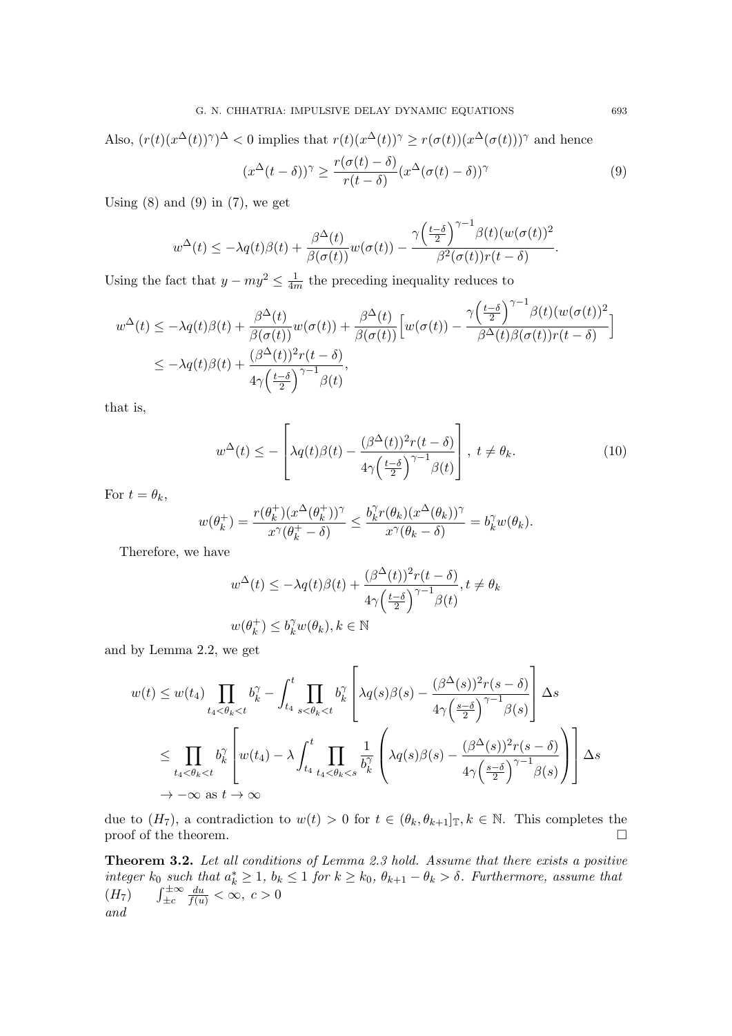Also, $(r(t)(x^{\Delta}(t))^{\gamma})^{\Delta} < 0$ implies that $r(t)(x^{\Delta}(t))^{\gamma} \geq r(\sigma(t))(x^{\Delta}(\sigma(t)))^{\gamma}$ and hence

$$(x^{\Delta}(t-\delta))^{\gamma} \geq \frac{r(\sigma(t)-\delta)}{r(t-\delta)}(x^{\Delta}(\sigma(t)-\delta))^{\gamma} \tag{9}$$

Using (8) and (9) in (7), we get

$$w^{\Delta}(t) \leq -\lambda q(t)\beta(t) + \frac{\beta^{\Delta}(t)}{\beta(\sigma(t))}w(\sigma(t)) - \frac{\gamma\left(\frac{t-\delta}{2}\right)^{\gamma-1}\beta(t)(w(\sigma(t))^2}{\beta^2(\sigma(t))r(t-\delta)}.$$

Using the fact that $y - my^2 \leq \frac{1}{4m}$ the preceding inequality reduces to

$$\begin{aligned}
w^{\Delta}(t) &\leq -\lambda q(t)\beta(t) + \frac{\beta^{\Delta}(t)}{\beta(\sigma(t))}w(\sigma(t)) + \frac{\beta^{\Delta}(t)}{\beta(\sigma(t))}\Big[w(\sigma(t)) - \frac{\gamma\left(\frac{t-\delta}{2}\right)^{\gamma-1}\beta(t)(w(\sigma(t))^2}{\beta^{\Delta}(t)\beta(\sigma(t))r(t-\delta)}\Big] \\
&\leq -\lambda q(t)\beta(t) + \frac{(\beta^{\Delta}(t))^2 r(t-\delta)}{4\gamma\left(\frac{t-\delta}{2}\right)^{\gamma-1}\beta(t)},
\end{aligned}$$

that is,

$$w^{\Delta}(t) \leq -\left[\lambda q(t)\beta(t) - \frac{(\beta^{\Delta}(t))^2 r(t-\delta)}{4\gamma\left(\frac{t-\delta}{2}\right)^{\gamma-1}\beta(t)}\right],\ t \neq \theta_k. \tag{10}$$

For $t = \theta_k$,

$$w(\theta_k^+) = \frac{r(\theta_k^+)(x^{\Delta}(\theta_k^+))^{\gamma}}{x^{\gamma}(\theta_k^+ - \delta)} \leq \frac{b_k^{\gamma} r(\theta_k)(x^{\Delta}(\theta_k))^{\gamma}}{x^{\gamma}(\theta_k - \delta)} = b_k^{\gamma} w(\theta_k).$$

Therefore, we have

$$\begin{aligned}
&w^{\Delta}(t) \leq -\lambda q(t)\beta(t) + \frac{(\beta^{\Delta}(t))^2 r(t-\delta)}{4\gamma\left(\frac{t-\delta}{2}\right)^{\gamma-1}\beta(t)}, t \neq \theta_k \\
&w(\theta_k^+) \leq b_k^{\gamma} w(\theta_k), k \in \mathbb{N}
\end{aligned}$$

and by Lemma 2.2, we get

$$\begin{aligned}
w(t) &\leq w(t_4)\prod_{t_4<\theta_k<t} b_k^{\gamma} - \int_{t_4}^{t}\prod_{s<\theta_k<t} b_k^{\gamma}\left[\lambda q(s)\beta(s) - \frac{(\beta^{\Delta}(s))^2 r(s-\delta)}{4\gamma\left(\frac{s-\delta}{2}\right)^{\gamma-1}\beta(s)}\right]\Delta s \\
&\leq \prod_{t_4<\theta_k<t} b_k^{\gamma}\left[w(t_4) - \lambda\int_{t_4}^{t}\prod_{t_4<\theta_k<s}\frac{1}{b_k^{\gamma}}\left(\lambda q(s)\beta(s) - \frac{(\beta^{\Delta}(s))^2 r(s-\delta)}{4\gamma\left(\frac{s-\delta}{2}\right)^{\gamma-1}\beta(s)}\right)\right]\Delta s \\
&\to -\infty \text{ as } t \to \infty
\end{aligned}$$

due to $(H_7)$, a contradiction to $w(t) > 0$ for $t \in (\theta_k, \theta_{k+1}]_{\mathbb{T}}, k \in \mathbb{N}$. This completes the proof of the theorem. □

**Theorem 3.2.** *Let all conditions of Lemma 2.3 hold. Assume that there exists a positive integer $k_0$ such that $a_k^* \geq 1$, $b_k \leq 1$ for $k \geq k_0$, $\theta_{k+1} - \theta_k > \delta$. Furthermore, assume that*
$(H_7)$ $\quad \int_{\pm c}^{\pm\infty} \frac{du}{f(u)} < \infty,\ c > 0$
*and*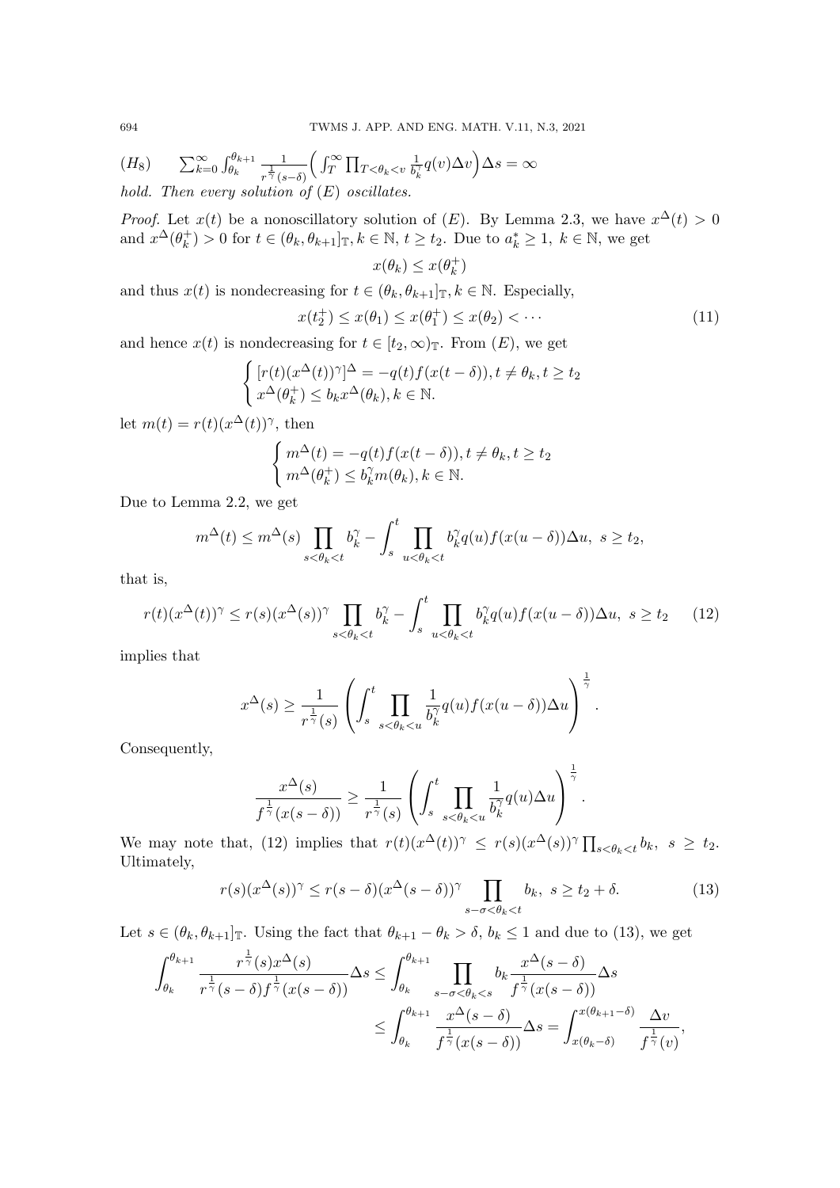$(H_8)$ $\quad \sum_{k=0}^{\infty} \int_{\theta_k}^{\theta_{k+1}} \frac{1}{r^{\frac{1}{\gamma}}(s-\delta)} \Big( \int_T^{\infty} \prod_{T<\theta_k<v} \frac{1}{b_k^{\gamma}} q(v) \Delta v \Big) \Delta s = \infty$

*hold. Then every solution of* $(E)$ *oscillates.*

*Proof.* Let $x(t)$ be a nonoscillatory solution of $(E)$. By Lemma 2.3, we have $x^{\Delta}(t) > 0$ and $x^{\Delta}(\theta_k^+) > 0$ for $t \in (\theta_k, \theta_{k+1}]_{\mathbb{T}}, k \in \mathbb{N}$, $t \geq t_2$. Due to $a_k^* \geq 1$, $k \in \mathbb{N}$, we get

$$x(\theta_k) \leq x(\theta_k^+)$$

and thus $x(t)$ is nondecreasing for $t \in (\theta_k, \theta_{k+1}]_{\mathbb{T}}, k \in \mathbb{N}$. Especially,

$$x(t_2^+) \leq x(\theta_1) \leq x(\theta_1^+) \leq x(\theta_2) < \cdots \tag{11}$$

and hence $x(t)$ is nondecreasing for $t \in [t_2, \infty)_{\mathbb{T}}$. From $(E)$, we get

$$\begin{cases} [r(t)(x^{\Delta}(t))^{\gamma}]^{\Delta} = -q(t) f(x(t-\delta)), t \neq \theta_k, t \geq t_2 \\ x^{\Delta}(\theta_k^+) \leq b_k x^{\Delta}(\theta_k), k \in \mathbb{N}. \end{cases}$$

let $m(t) = r(t)(x^{\Delta}(t))^{\gamma}$, then

$$\begin{cases} m^{\Delta}(t) = -q(t) f(x(t-\delta)), t \neq \theta_k, t \geq t_2 \\ m^{\Delta}(\theta_k^+) \leq b_k^{\gamma} m(\theta_k), k \in \mathbb{N}. \end{cases}$$

Due to Lemma 2.2, we get

$$m^{\Delta}(t) \leq m^{\Delta}(s) \prod_{s<\theta_k<t} b_k^{\gamma} - \int_s^t \prod_{u<\theta_k<t} b_k^{\gamma} q(u) f(x(u-\delta)) \Delta u, \ s \geq t_2,$$

that is,

$$r(t)(x^{\Delta}(t))^{\gamma} \leq r(s)(x^{\Delta}(s))^{\gamma} \prod_{s<\theta_k<t} b_k^{\gamma} - \int_s^t \prod_{u<\theta_k<t} b_k^{\gamma} q(u) f(x(u-\delta)) \Delta u, \ s \geq t_2 \tag{12}$$

implies that

$$x^{\Delta}(s) \geq \frac{1}{r^{\frac{1}{\gamma}}(s)} \left( \int_s^t \prod_{s<\theta_k<u} \frac{1}{b_k^{\gamma}} q(u) f(x(u-\delta)) \Delta u \right)^{\frac{1}{\gamma}}.$$

Consequently,

$$\frac{x^{\Delta}(s)}{f^{\frac{1}{\gamma}}(x(s-\delta))} \geq \frac{1}{r^{\frac{1}{\gamma}}(s)} \left( \int_s^t \prod_{s<\theta_k<u} \frac{1}{b_k^{\gamma}} q(u) \Delta u \right)^{\frac{1}{\gamma}}.$$

We may note that, (12) implies that $r(t)(x^{\Delta}(t))^{\gamma} \leq r(s)(x^{\Delta}(s))^{\gamma} \prod_{s<\theta_k<t} b_k, \ s \geq t_2$. Ultimately,

$$r(s)(x^{\Delta}(s))^{\gamma} \leq r(s-\delta)(x^{\Delta}(s-\delta))^{\gamma} \prod_{s-\sigma<\theta_k<t} b_k, \ s \geq t_2 + \delta. \tag{13}$$

Let $s \in (\theta_k, \theta_{k+1}]_{\mathbb{T}}$. Using the fact that $\theta_{k+1} - \theta_k > \delta$, $b_k \leq 1$ and due to (13), we get

$$\begin{aligned} \int_{\theta_k}^{\theta_{k+1}} \frac{r^{\frac{1}{\gamma}}(s) x^{\Delta}(s)}{r^{\frac{1}{\gamma}}(s-\delta) f^{\frac{1}{\gamma}}(x(s-\delta))} \Delta s &\leq \int_{\theta_k}^{\theta_{k+1}} \prod_{s-\sigma<\theta_k<s} b_k \frac{x^{\Delta}(s-\delta)}{f^{\frac{1}{\gamma}}(x(s-\delta))} \Delta s \\ &\leq \int_{\theta_k}^{\theta_{k+1}} \frac{x^{\Delta}(s-\delta)}{f^{\frac{1}{\gamma}}(x(s-\delta))} \Delta s = \int_{x(\theta_k-\delta)}^{x(\theta_{k+1}-\delta)} \frac{\Delta v}{f^{\frac{1}{\gamma}}(v)}, \end{aligned}$$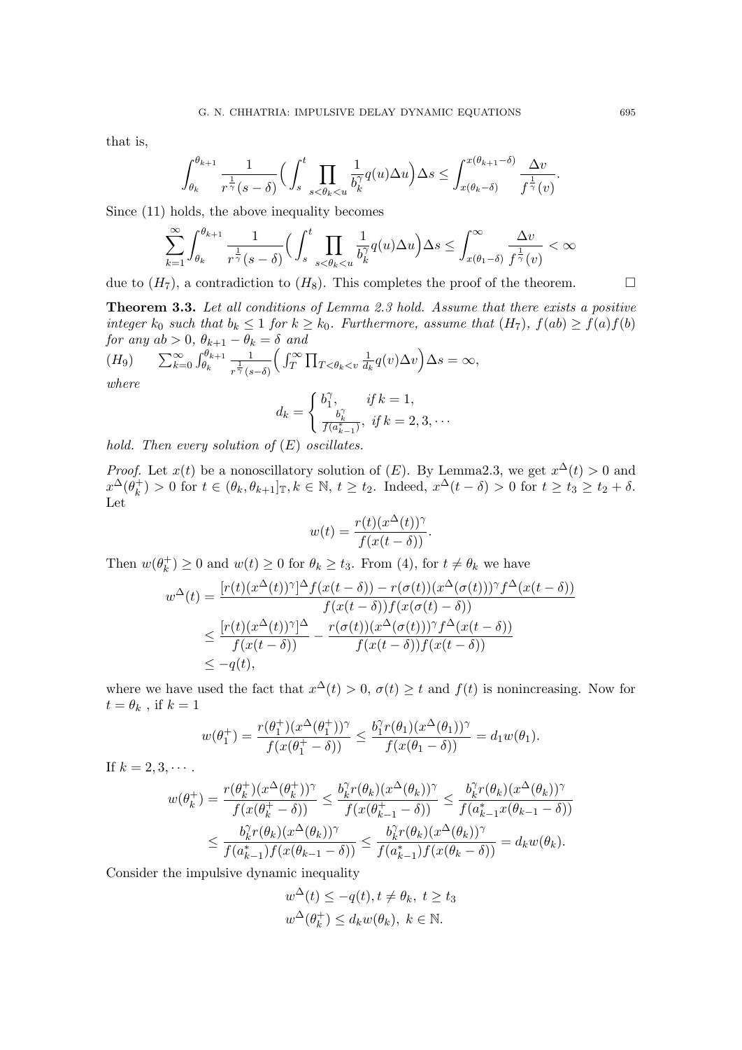that is,

$$\int_{\theta_k}^{\theta_{k+1}} \frac{1}{r^{\frac{1}{\gamma}}(s-\delta)}\Big(\int_s^t \prod_{s<\theta_k<u} \frac{1}{b_k^{\gamma}} q(u)\Delta u\Big)\Delta s \leq \int_{x(\theta_k-\delta)}^{x(\theta_{k+1}-\delta)} \frac{\Delta v}{f^{\frac{1}{\gamma}}(v)}.$$

Since (11) holds, the above inequality becomes

$$\sum_{k=1}^{\infty}\int_{\theta_k}^{\theta_{k+1}} \frac{1}{r^{\frac{1}{\gamma}}(s-\delta)}\Big(\int_s^t \prod_{s<\theta_k<u} \frac{1}{b_k^{\gamma}} q(u)\Delta u\Big)\Delta s \leq \int_{x(\theta_1-\delta)}^{\infty} \frac{\Delta v}{f^{\frac{1}{\gamma}}(v)} < \infty$$

due to $(H_7)$, a contradiction to $(H_8)$. This completes the proof of the theorem. □

**Theorem 3.3.** *Let all conditions of Lemma 2.3 hold. Assume that there exists a positive integer $k_0$ such that $b_k \leq 1$ for $k \geq k_0$. Furthermore, assume that $(H_7)$, $f(ab) \geq f(a)f(b)$ for any $ab > 0$, $\theta_{k+1} - \theta_k = \delta$ and*

$(H_9)$ $\quad \sum_{k=0}^{\infty}\int_{\theta_k}^{\theta_{k+1}} \frac{1}{r^{\frac{1}{\gamma}}(s-\delta)}\Big(\int_T^{\infty} \prod_{T<\theta_k<v} \frac{1}{d_k} q(v)\Delta v\Big)\Delta s = \infty,$

*where*

$$d_k = \begin{cases} b_1^{\gamma}, & \text{if } k=1, \\ \frac{b_k^{\gamma}}{f(a_{k-1}^*)}, & \text{if } k=2,3,\cdots \end{cases}$$

*hold. Then every solution of $(E)$ oscillates.*

*Proof.* Let $x(t)$ be a nonoscillatory solution of $(E)$. By Lemma2.3, we get $x^{\Delta}(t) > 0$ and $x^{\Delta}(\theta_k^+) > 0$ for $t \in (\theta_k, \theta_{k+1}]_{\mathbb{T}}, k \in \mathbb{N}$, $t \geq t_2$. Indeed, $x^{\Delta}(t-\delta) > 0$ for $t \geq t_3 \geq t_2 + \delta$. Let

$$w(t) = \frac{r(t)(x^{\Delta}(t))^{\gamma}}{f(x(t-\delta))}.$$

Then $w(\theta_k^+) \geq 0$ and $w(t) \geq 0$ for $\theta_k \geq t_3$. From (4), for $t \neq \theta_k$ we have

$$\begin{aligned} w^{\Delta}(t) &= \frac{[r(t)(x^{\Delta}(t))^{\gamma}]^{\Delta} f(x(t-\delta)) - r(\sigma(t))(x^{\Delta}(\sigma(t)))^{\gamma} f^{\Delta}(x(t-\delta))}{f(x(t-\delta))f(x(\sigma(t)-\delta))} \\ &\leq \frac{[r(t)(x^{\Delta}(t))^{\gamma}]^{\Delta}}{f(x(t-\delta))} - \frac{r(\sigma(t))(x^{\Delta}(\sigma(t)))^{\gamma} f^{\Delta}(x(t-\delta))}{f(x(t-\delta))f(x(t-\delta))} \\ &\leq -q(t), \end{aligned}$$

where we have used the fact that $x^{\Delta}(t) > 0$, $\sigma(t) \geq t$ and $f(t)$ is nonincreasing. Now for $t = \theta_k$ , if $k = 1$

$$w(\theta_1^+) = \frac{r(\theta_1^+)(x^{\Delta}(\theta_1^+))^{\gamma}}{f(x(\theta_1^+-\delta))} \leq \frac{b_1^{\gamma} r(\theta_1)(x^{\Delta}(\theta_1))^{\gamma}}{f(x(\theta_1-\delta))} = d_1 w(\theta_1).$$

If $k = 2, 3, \cdots$ .

$$\begin{aligned} w(\theta_k^+) &= \frac{r(\theta_k^+)(x^{\Delta}(\theta_k^+))^{\gamma}}{f(x(\theta_k^+-\delta))} \leq \frac{b_k^{\gamma} r(\theta_k)(x^{\Delta}(\theta_k))^{\gamma}}{f(x(\theta_{k-1}^+-\delta))} \leq \frac{b_k^{\gamma} r(\theta_k)(x^{\Delta}(\theta_k))^{\gamma}}{f(a_{k-1}^* x(\theta_{k-1}-\delta))} \\ &\leq \frac{b_k^{\gamma} r(\theta_k)(x^{\Delta}(\theta_k))^{\gamma}}{f(a_{k-1}^*)f(x(\theta_{k-1}-\delta))} \leq \frac{b_k^{\gamma} r(\theta_k)(x^{\Delta}(\theta_k))^{\gamma}}{f(a_{k-1}^*)f(x(\theta_k-\delta))} = d_k w(\theta_k). \end{aligned}$$

Consider the impulsive dynamic inequality

$$\begin{aligned} &w^{\Delta}(t) \leq -q(t), t \neq \theta_k, \ t \geq t_3 \\ &w^{\Delta}(\theta_k^+) \leq d_k w(\theta_k), \ k \in \mathbb{N}. \end{aligned}$$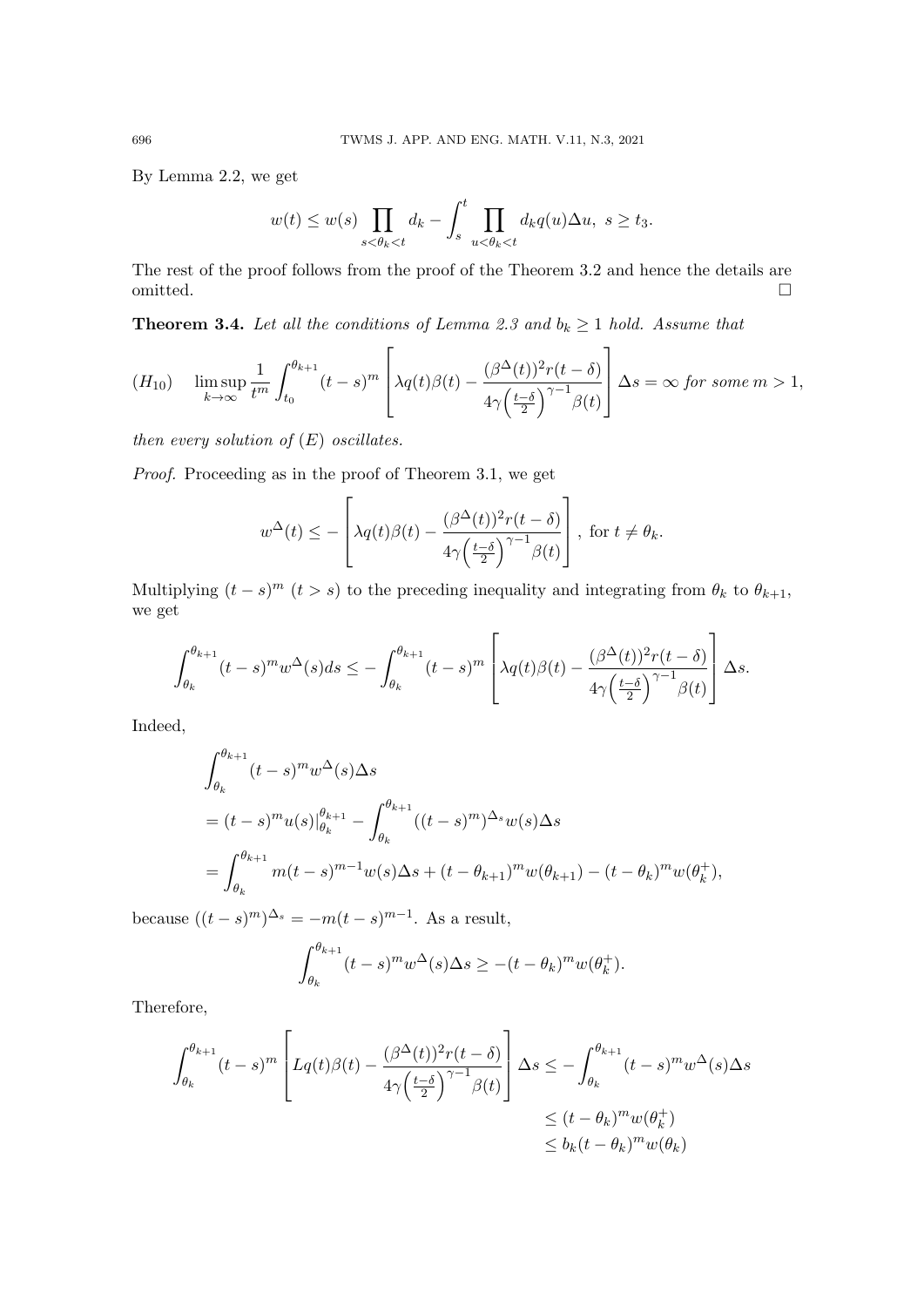By Lemma 2.2, we get

$$w(t) \le w(s) \prod_{s<\theta_k<t} d_k - \int_s^t \prod_{u<\theta_k<t} d_k q(u) \Delta u, \;\; s \ge t_3.$$

The rest of the proof follows from the proof of the Theorem 3.2 and hence the details are omitted. $\square$

**Theorem 3.4.** *Let all the conditions of Lemma 2.3 and $b_k \ge 1$ hold. Assume that*

$$(H_{10}) \quad \limsup_{k\to\infty} \frac{1}{t^m} \int_{t_0}^{\theta_{k+1}} (t-s)^m \left[ \lambda q(t)\beta(t) - \frac{(\beta^{\Delta}(t))^2 r(t-\delta)}{4\gamma\left(\frac{t-\delta}{2}\right)^{\gamma-1}\beta(t)} \right] \Delta s = \infty \text{ for some } m > 1,$$

*then every solution of $(E)$ oscillates.*

*Proof.* Proceeding as in the proof of Theorem 3.1, we get

$$w^{\Delta}(t) \le - \left[ \lambda q(t)\beta(t) - \frac{(\beta^{\Delta}(t))^2 r(t-\delta)}{4\gamma\left(\frac{t-\delta}{2}\right)^{\gamma-1}\beta(t)} \right], \text{ for } t \ne \theta_k.$$

Multiplying $(t-s)^m$ $(t>s)$ to the preceding inequality and integrating from $\theta_k$ to $\theta_{k+1}$, we get

$$\int_{\theta_k}^{\theta_{k+1}} (t-s)^m w^{\Delta}(s) ds \le - \int_{\theta_k}^{\theta_{k+1}} (t-s)^m \left[ \lambda q(t)\beta(t) - \frac{(\beta^{\Delta}(t))^2 r(t-\delta)}{4\gamma\left(\frac{t-\delta}{2}\right)^{\gamma-1}\beta(t)} \right] \Delta s.$$

Indeed,

$$\begin{aligned}
&\int_{\theta_k}^{\theta_{k+1}} (t-s)^m w^{\Delta}(s) \Delta s \\
&= (t-s)^m u(s)\big|_{\theta_k}^{\theta_{k+1}} - \int_{\theta_k}^{\theta_{k+1}} ((t-s)^m)^{\Delta_s} w(s) \Delta s \\
&= \int_{\theta_k}^{\theta_{k+1}} m(t-s)^{m-1} w(s) \Delta s + (t-\theta_{k+1})^m w(\theta_{k+1}) - (t-\theta_k)^m w(\theta_k^+),
\end{aligned}$$

because $((t-s)^m)^{\Delta_s} = -m(t-s)^{m-1}$. As a result,

$$\int_{\theta_k}^{\theta_{k+1}} (t-s)^m w^{\Delta}(s) \Delta s \ge -(t-\theta_k)^m w(\theta_k^+).$$

Therefore,

$$\begin{aligned}
\int_{\theta_k}^{\theta_{k+1}} (t-s)^m \left[ Lq(t)\beta(t) - \frac{(\beta^{\Delta}(t))^2 r(t-\delta)}{4\gamma\left(\frac{t-\delta}{2}\right)^{\gamma-1}\beta(t)} \right] \Delta s &\le - \int_{\theta_k}^{\theta_{k+1}} (t-s)^m w^{\Delta}(s) \Delta s \\
&\le (t-\theta_k)^m w(\theta_k^+) \\
&\le b_k (t-\theta_k)^m w(\theta_k)
\end{aligned}$$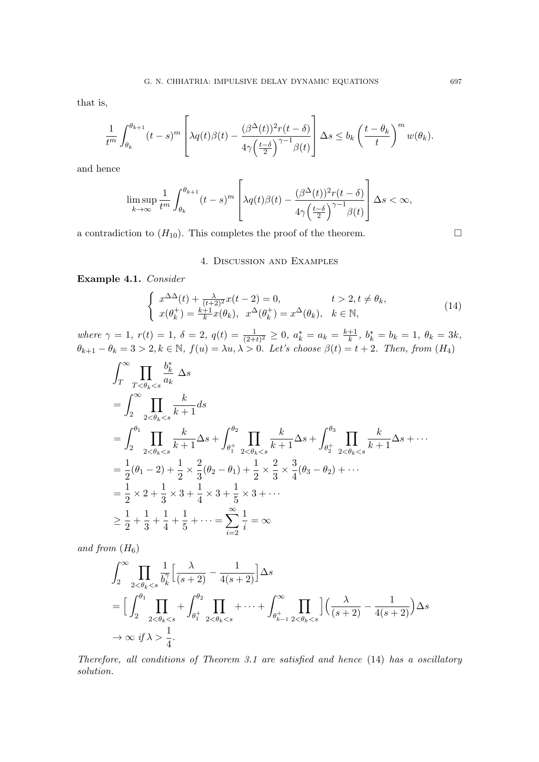that is,

$$\frac{1}{t^m}\int_{\theta_k}^{\theta_{k+1}}(t-s)^m\left[\lambda q(t)\beta(t)-\frac{(\beta^{\Delta}(t))^2r(t-\delta)}{4\gamma\left(\frac{t-\delta}{2}\right)^{\gamma-1}\beta(t)}\right]\Delta s\le b_k\left(\frac{t-\theta_k}{t}\right)^m w(\theta_k).$$

and hence

$$\limsup_{k\to\infty}\frac{1}{t^m}\int_{\theta_k}^{\theta_{k+1}}(t-s)^m\left[\lambda q(t)\beta(t)-\frac{(\beta^{\Delta}(t))^2r(t-\delta)}{4\gamma\left(\frac{t-\delta}{2}\right)^{\gamma-1}\beta(t)}\right]\Delta s<\infty,$$

a contradiction to $(H_{10})$. This completes the proof of the theorem. □

## 4. Discussion and Examples

**Example 4.1.** *Consider*

$$\begin{cases} x^{\Delta\Delta}(t)+\frac{\lambda}{(t+2)^2}x(t-2)=0, & t>2, t\neq\theta_k,\\ x(\theta_k^+)=\frac{k+1}{k}x(\theta_k),\ \ x^{\Delta}(\theta_k^+)=x^{\Delta}(\theta_k), & k\in\mathbb{N},\end{cases}\tag{14}$$

*where* $\gamma=1$, $r(t)=1$, $\delta=2$, $q(t)=\frac{1}{(2+t)^2}\ge 0$, $a_k^*=a_k=\frac{k+1}{k}$, $b_k^*=b_k=1$, $\theta_k=3k$, $\theta_{k+1}-\theta_k=3>2, k\in\mathbb{N}$, $f(u)=\lambda u, \lambda>0$. *Let's choose* $\beta(t)=t+2$. *Then, from* $(H_4)$

$$\begin{aligned}
&\int_T^{\infty}\prod_{T<\theta_k<s}\frac{b_k^*}{a_k}\ \Delta s\\
&=\int_2^{\infty}\prod_{2<\theta_k<s}\frac{k}{k+1}ds\\
&=\int_2^{\theta_1}\prod_{2<\theta_k<s}\frac{k}{k+1}\Delta s+\int_{\theta_1^+}^{\theta_2}\prod_{2<\theta_k<s}\frac{k}{k+1}\Delta s+\int_{\theta_2^+}^{\theta_3}\prod_{2<\theta_k<s}\frac{k}{k+1}\Delta s+\cdots\\
&=\frac{1}{2}(\theta_1-2)+\frac{1}{2}\times\frac{2}{3}(\theta_2-\theta_1)+\frac{1}{2}\times\frac{2}{3}\times\frac{3}{4}(\theta_3-\theta_2)+\cdots\\
&=\frac{1}{2}\times 2+\frac{1}{3}\times 3+\frac{1}{4}\times 3+\frac{1}{5}\times 3+\cdots\\
&\ge\frac{1}{2}+\frac{1}{3}+\frac{1}{4}+\frac{1}{5}+\cdots=\sum_{i=2}^{\infty}\frac{1}{i}=\infty
\end{aligned}$$

*and from* $(H_6)$

$$\begin{aligned}
&\int_2^{\infty}\prod_{2<\theta_k<s}\frac{1}{b_k^{\gamma}}\Big[\frac{\lambda}{(s+2)}-\frac{1}{4(s+2)}\Big]\Delta s\\
&=\Big[\int_2^{\theta_1}\prod_{2<\theta_k<s}+\int_{\theta_1^+}^{\theta_2}\prod_{2<\theta_k<s}+\cdots+\int_{\theta_{k-1}^+}^{\infty}\prod_{2<\theta_k<s}\Big]\Big(\frac{\lambda}{(s+2)}-\frac{1}{4(s+2)}\Big)\Delta s\\
&\to\infty\ \textit{if}\ \lambda>\frac{1}{4}.
\end{aligned}$$

*Therefore, all conditions of Theorem 3.1 are satisfied and hence* (14) *has a oscillatory solution.*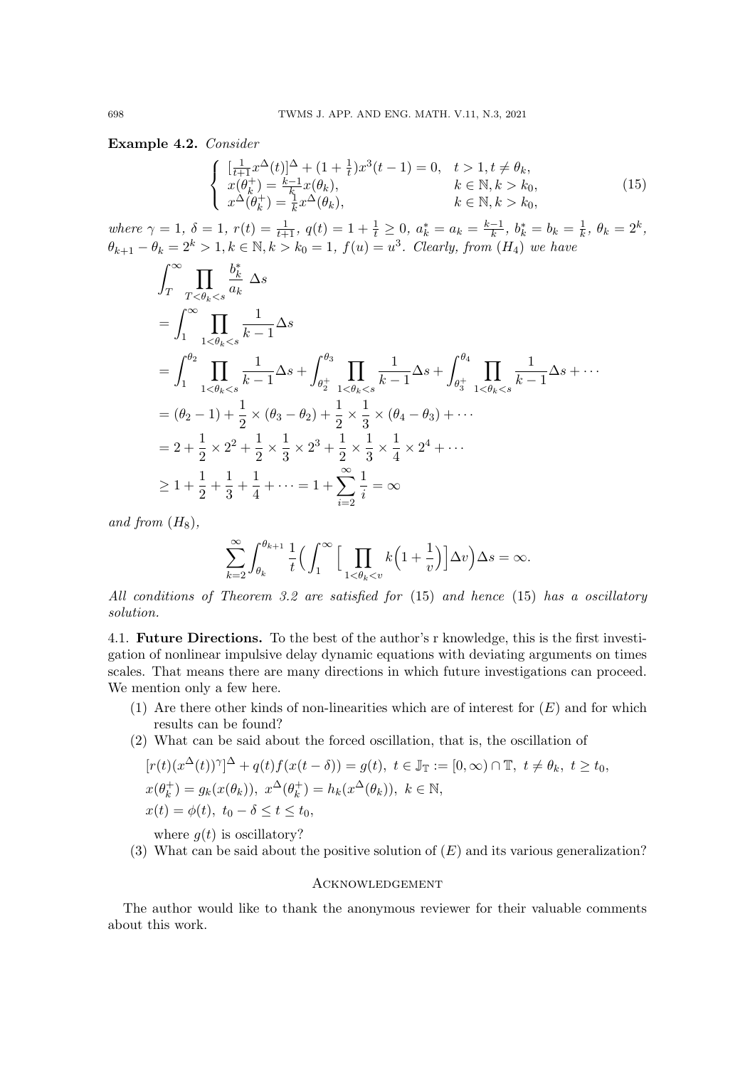**Example 4.2.** *Consider*

$$
\begin{cases}
[\frac{1}{t+1}x^{\Delta}(t)]^{\Delta} + (1+\frac{1}{t})x^3(t-1) = 0, & t > 1, t \neq \theta_k, \\
x(\theta_k^+) = \frac{k-1}{k}x(\theta_k), & k \in \mathbb{N}, k > k_0, \\
x^{\Delta}(\theta_k^+) = \frac{1}{k}x^{\Delta}(\theta_k), & k \in \mathbb{N}, k > k_0,
\end{cases}
\tag{15}
$$

*where* $\gamma = 1$, $\delta = 1$, $r(t) = \frac{1}{t+1}$, $q(t) = 1 + \frac{1}{t} \geq 0$, $a_k^* = a_k = \frac{k-1}{k}$, $b_k^* = b_k = \frac{1}{k}$, $\theta_k = 2^k$, $\theta_{k+1} - \theta_k = 2^k > 1, k \in \mathbb{N}, k > k_0 = 1$, $f(u) = u^3$. *Clearly, from* $(H_4)$ *we have*

$$
\begin{aligned}
&\int_T^\infty \prod_{T<\theta_k<s} \frac{b_k^*}{a_k} \, \Delta s \\
&= \int_1^\infty \prod_{1<\theta_k<s} \frac{1}{k-1} \Delta s \\
&= \int_1^{\theta_2} \prod_{1<\theta_k<s} \frac{1}{k-1} \Delta s + \int_{\theta_2^+}^{\theta_3} \prod_{1<\theta_k<s} \frac{1}{k-1} \Delta s + \int_{\theta_3^+}^{\theta_4} \prod_{1<\theta_k<s} \frac{1}{k-1} \Delta s + \cdots \\
&= (\theta_2 - 1) + \frac{1}{2} \times (\theta_3 - \theta_2) + \frac{1}{2} \times \frac{1}{3} \times (\theta_4 - \theta_3) + \cdots \\
&= 2 + \frac{1}{2} \times 2^2 + \frac{1}{2} \times \frac{1}{3} \times 2^3 + \frac{1}{2} \times \frac{1}{3} \times \frac{1}{4} \times 2^4 + \cdots \\
&\geq 1 + \frac{1}{2} + \frac{1}{3} + \frac{1}{4} + \cdots = 1 + \sum_{i=2}^\infty \frac{1}{i} = \infty
\end{aligned}
$$

*and from* $(H_8)$,

$$
\sum_{k=2}^\infty \int_{\theta_k}^{\theta_{k+1}} \frac{1}{t} \Big( \int_1^\infty \Big[ \prod_{1<\theta_k<v} k \Big(1 + \frac{1}{v}\Big) \Big] \Delta v \Big) \Delta s = \infty.
$$

*All conditions of Theorem 3.2 are satisfied for* (15) *and hence* (15) *has a oscillatory solution.*

4.1. **Future Directions.** To the best of the author's r knowledge, this is the first investigation of nonlinear impulsive delay dynamic equations with deviating arguments on times scales. That means there are many directions in which future investigations can proceed. We mention only a few here.

1. Are there other kinds of non-linearities which are of interest for $(E)$ and for which results can be found?
2. What can be said about the forced oscillation, that is, the oscillation of

   $[r(t)(x^{\Delta}(t))^{\gamma}]^{\Delta} + q(t)f(x(t-\delta)) = g(t),\ t \in \mathbb{J}_{\mathbb{T}} := [0, \infty) \cap \mathbb{T},\ t \neq \theta_k,\ t \geq t_0,$

   $x(\theta_k^+) = g_k(x(\theta_k)),\ x^{\Delta}(\theta_k^+) = h_k(x^{\Delta}(\theta_k)),\ k \in \mathbb{N},$

   $x(t) = \phi(t),\ t_0 - \delta \leq t \leq t_0,$

   where $g(t)$ is oscillatory?
3. What can be said about the positive solution of $(E)$ and its various generalization?

## Acknowledgement

The author would like to thank the anonymous reviewer for their valuable comments about this work.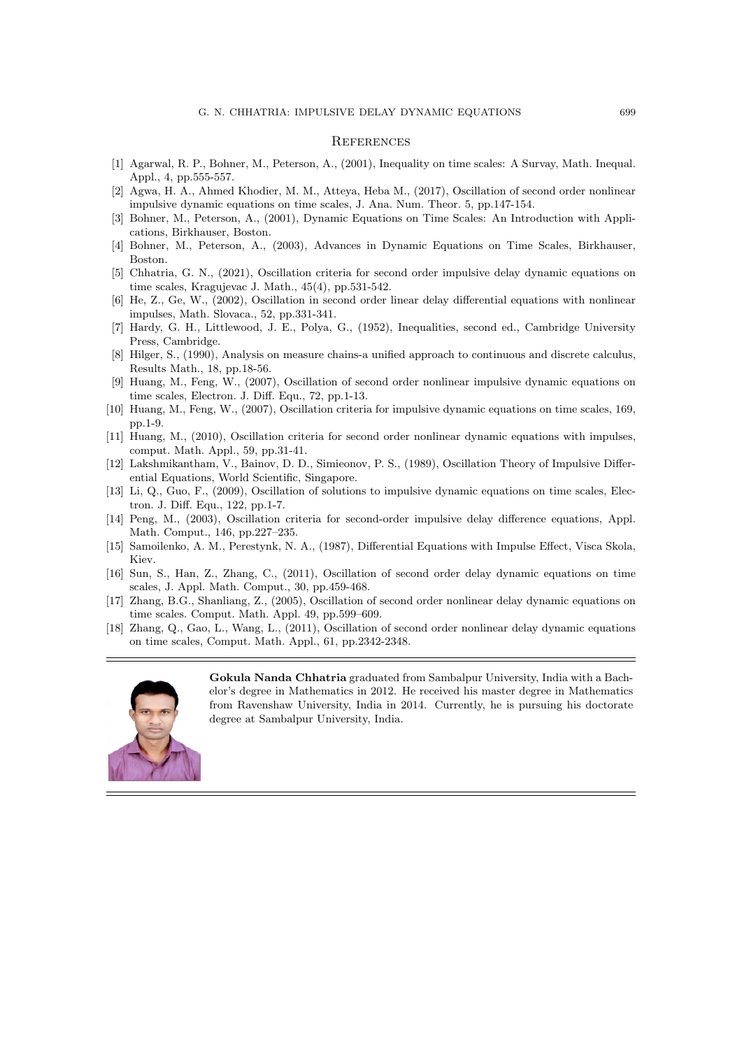# References

[1] Agarwal, R. P., Bohner, M., Peterson, A., (2001), Inequality on time scales: A Survay, Math. Inequal. Appl., 4, pp.555-557.

[2] Agwa, H. A., Ahmed Khodier, M. M., Atteya, Heba M., (2017), Oscillation of second order nonlinear impulsive dynamic equations on time scales, J. Ana. Num. Theor. 5, pp.147-154.

[3] Bohner, M., Peterson, A., (2001), Dynamic Equations on Time Scales: An Introduction with Applications, Birkhauser, Boston.

[4] Bohner, M., Peterson, A., (2003), Advances in Dynamic Equations on Time Scales, Birkhauser, Boston.

[5] Chhatria, G. N., (2021), Oscillation criteria for second order impulsive delay dynamic equations on time scales, Kragujevac J. Math., 45(4), pp.531-542.

[6] He, Z., Ge, W., (2002), Oscillation in second order linear delay differential equations with nonlinear impulses, Math. Slovaca., 52, pp.331-341.

[7] Hardy, G. H., Littlewood, J. E., Polya, G., (1952), Inequalities, second ed., Cambridge University Press, Cambridge.

[8] Hilger, S., (1990), Analysis on measure chains-a unified approach to continuous and discrete calculus, Results Math., 18, pp.18-56.

[9] Huang, M., Feng, W., (2007), Oscillation of second order nonlinear impulsive dynamic equations on time scales, Electron. J. Diff. Equ., 72, pp.1-13.

[10] Huang, M., Feng, W., (2007), Oscillation criteria for impulsive dynamic equations on time scales, 169, pp.1-9.

[11] Huang, M., (2010), Oscillation criteria for second order nonlinear dynamic equations with impulses, comput. Math. Appl., 59, pp.31-41.

[12] Lakshmikantham, V., Bainov, D. D., Simieonov, P. S., (1989), Oscillation Theory of Impulsive Differential Equations, World Scientific, Singapore.

[13] Li, Q., Guo, F., (2009), Oscillation of solutions to impulsive dynamic equations on time scales, Electron. J. Diff. Equ., 122, pp.1-7.

[14] Peng, M., (2003), Oscillation criteria for second-order impulsive delay difference equations, Appl. Math. Comput., 146, pp.227–235.

[15] Samoilenko, A. M., Perestynk, N. A., (1987), Differential Equations with Impulse Effect, Visca Skola, Kiev.

[16] Sun, S., Han, Z., Zhang, C., (2011), Oscillation of second order delay dynamic equations on time scales, J. Appl. Math. Comput., 30, pp.459-468.

[17] Zhang, B.G., Shanliang, Z., (2005), Oscillation of second order nonlinear delay dynamic equations on time scales. Comput. Math. Appl. 49, pp.599–609.

[18] Zhang, Q., Gao, L., Wang, L., (2011), Oscillation of second order nonlinear delay dynamic equations on time scales, Comput. Math. Appl., 61, pp.2342-2348.

---

**Gokula Nanda Chhatria** graduated from Sambalpur University, India with a Bachelor's degree in Mathematics in 2012. He received his master degree in Mathematics from Ravenshaw University, India in 2014. Currently, he is pursuing his doctorate degree at Sambalpur University, India.